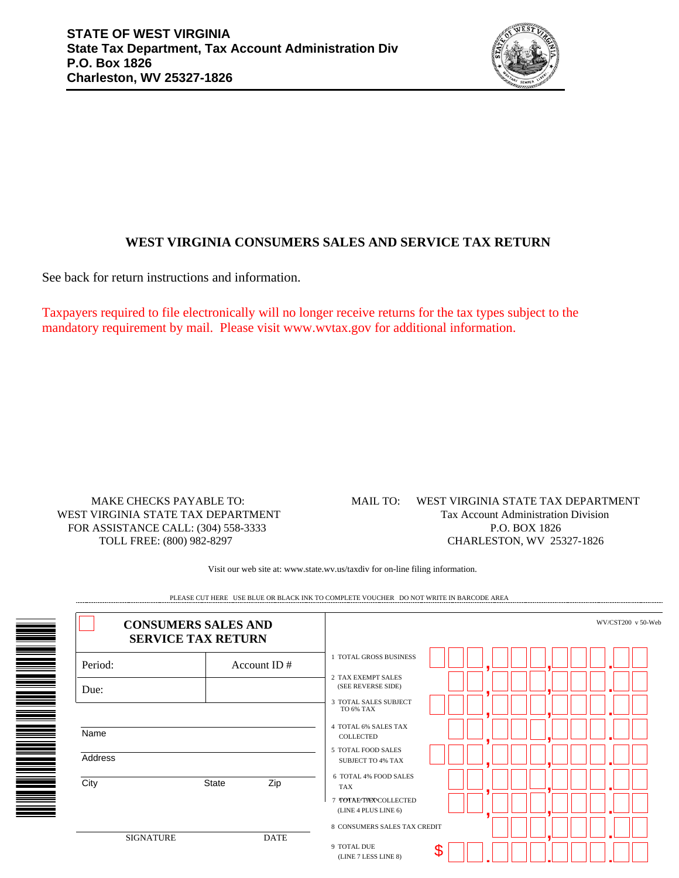**STATE OF WEST VIRGINIA**
**State Tax Department, Tax Account Administration Div**
**P.O. Box 1826**
**Charleston, WV 25327-1826**

## WEST VIRGINIA CONSUMERS SALES AND SERVICE TAX RETURN

See back for return instructions and information.

Taxpayers required to file electronically will no longer receive returns for the tax types subject to the mandatory requirement by mail. Please visit www.wvtax.gov for additional information.

MAKE CHECKS PAYABLE TO:
WEST VIRGINIA STATE TAX DEPARTMENT
FOR ASSISTANCE CALL: (304) 558-3333
TOLL FREE: (800) 982-8297

MAIL TO: WEST VIRGINIA STATE TAX DEPARTMENT
Tax Account Administration Division
P.O. BOX 1826
CHARLESTON, WV 25327-1826

Visit our web site at: www.state.wv.us/taxdiv for on-line filing information.

PLEASE CUT HERE USE BLUE OR BLACK INK TO COMPLETE VOUCHER DO NOT WRITE IN BARCODE AREA

---

### CONSUMERS SALES AND SERVICE TAX RETURN

WV/CST200 v 50-Web

| Period: | Account ID # |
|---|---|
| Due: | |

Name

Address

City State Zip

SIGNATURE DATE

| Line | Amount |
|---|---|
| 1 TOTAL GROSS BUSINESS | , , . |
| 2 TAX EXEMPT SALES (SEE REVERSE SIDE) | , , . |
| 3 TOTAL SALES SUBJECT TO 6% TAX | , , . |
| 4 TOTAL 6% SALES TAX COLLECTED | , , . |
| 5 TOTAL FOOD SALES SUBJECT TO 4% TAX | , , . |
| 6 TOTAL 4% FOOD SALES TAX | , , . |
| 7 TOTAL TAX COLLECTED (LINE 4 PLUS LINE 6) | , , . |
| 8 CONSUMERS SALES TAX CREDIT | , . |
| 9 TOTAL DUE (LINE 7 LESS LINE 8) | $ . . . |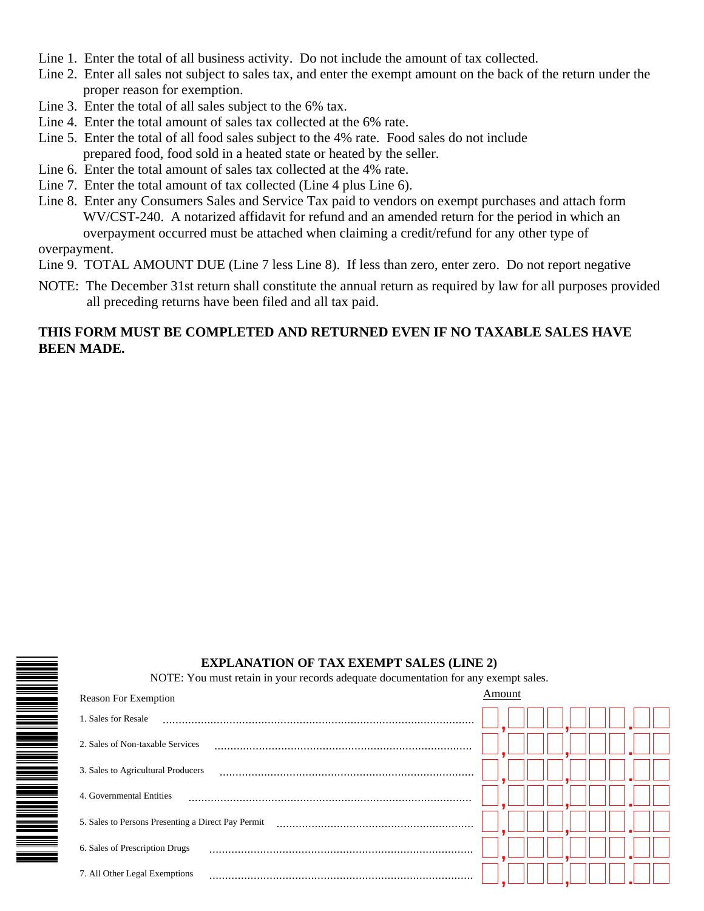Line 1. Enter the total of all business activity. Do not include the amount of tax collected.

Line 2. Enter all sales not subject to sales tax, and enter the exempt amount on the back of the return under the proper reason for exemption.

Line 3. Enter the total of all sales subject to the 6% tax.

Line 4. Enter the total amount of sales tax collected at the 6% rate.

Line 5. Enter the total of all food sales subject to the 4% rate. Food sales do not include prepared food, food sold in a heated state or heated by the seller.

Line 6. Enter the total amount of sales tax collected at the 4% rate.

Line 7. Enter the total amount of tax collected (Line 4 plus Line 6).

Line 8. Enter any Consumers Sales and Service Tax paid to vendors on exempt purchases and attach form WV/CST-240. A notarized affidavit for refund and an amended return for the period in which an overpayment occurred must be attached when claiming a credit/refund for any other type of overpayment.

Line 9. TOTAL AMOUNT DUE (Line 7 less Line 8). If less than zero, enter zero. Do not report negative

NOTE: The December 31st return shall constitute the annual return as required by law for all purposes provided all preceding returns have been filed and all tax paid.

**THIS FORM MUST BE COMPLETED AND RETURNED EVEN IF NO TAXABLE SALES HAVE BEEN MADE.**

## EXPLANATION OF TAX EXEMPT SALES (LINE 2)

NOTE: You must retain in your records adequate documentation for any exempt sales.

| Reason For Exemption | Amount |
|---|---|
| 1. Sales for Resale | , , . |
| 2. Sales of Non-taxable Services | , , . |
| 3. Sales to Agricultural Producers | , , . |
| 4. Governmental Entities | , , . |
| 5. Sales to Persons Presenting a Direct Pay Permit | , , . |
| 6. Sales of Prescription Drugs | , , . |
| 7. All Other Legal Exemptions | , , . |